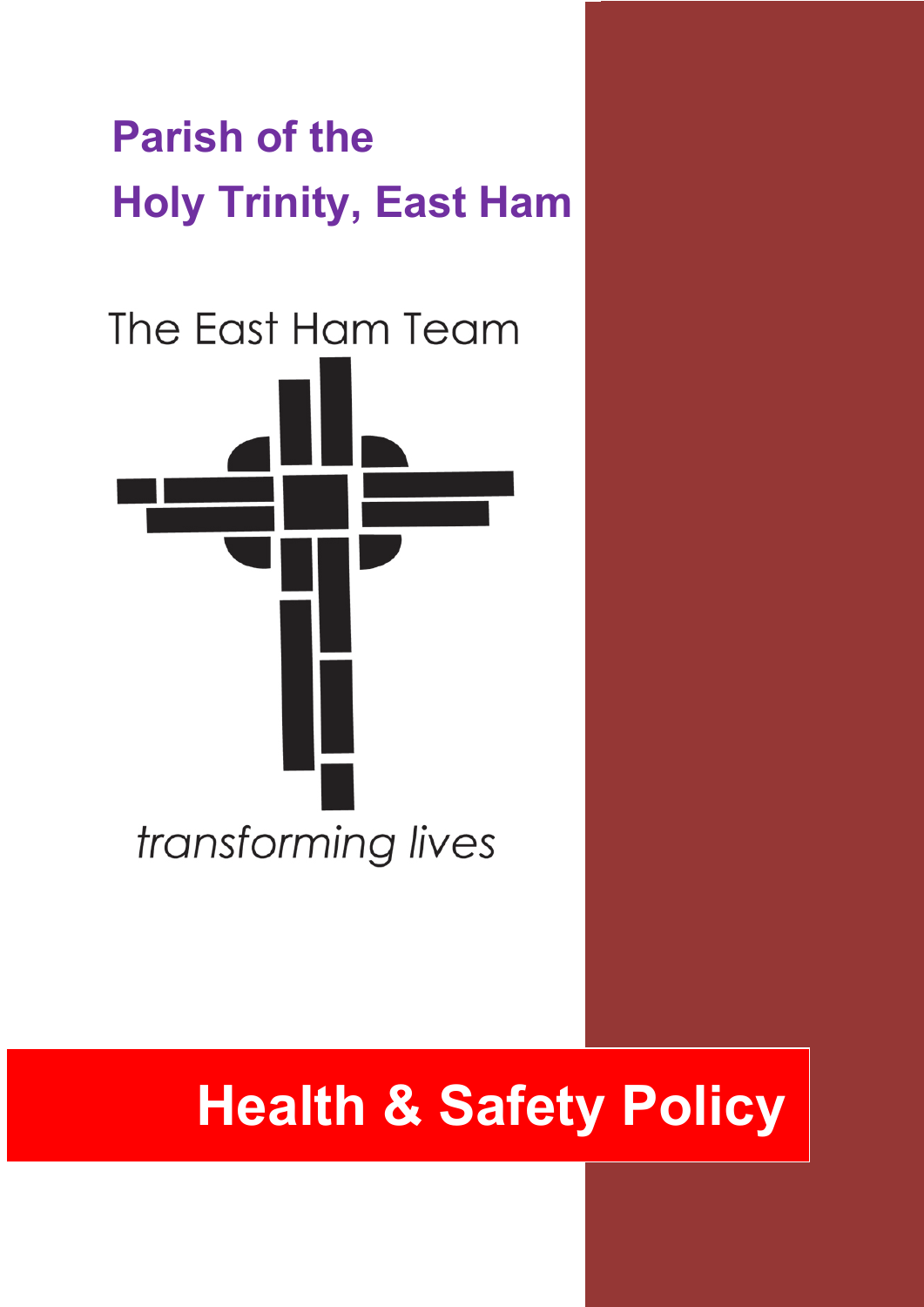# Parish of the Holy Trinity, East Ham

The East Ham Team

*transforming lives*

# Health & Safety Policy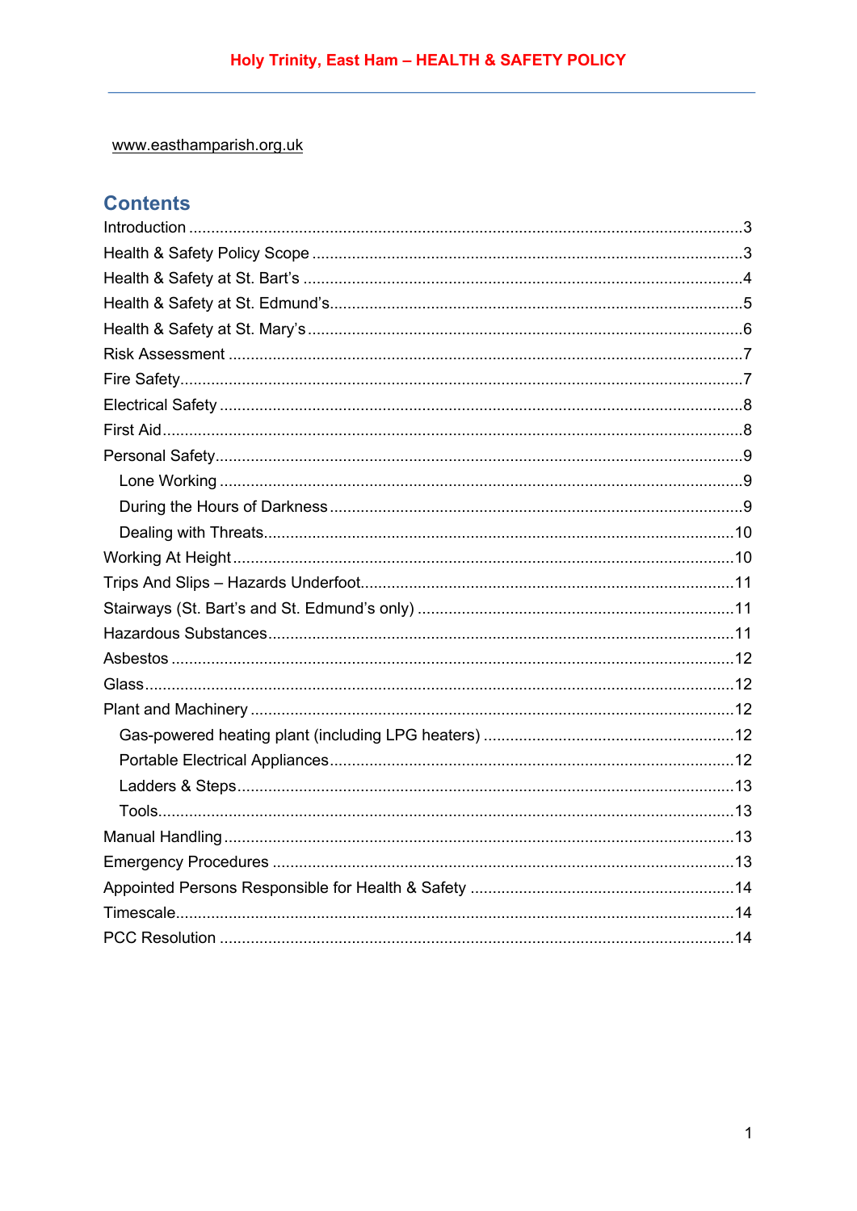www.easthamparish.org.uk

## Contents

- Introduction ..........3
- Health & Safety Policy Scope ..........3
- Health & Safety at St. Bart's ..........4
- Health & Safety at St. Edmund's ..........5
- Health & Safety at St. Mary's ..........6
- Risk Assessment ..........7
- Fire Safety ..........7
- Electrical Safety ..........8
- First Aid ..........8
- Personal Safety ..........9
  - Lone Working ..........9
  - During the Hours of Darkness ..........9
  - Dealing with Threats ..........10
- Working At Height ..........10
- Trips And Slips – Hazards Underfoot ..........11
- Stairways (St. Bart's and St. Edmund's only) ..........11
- Hazardous Substances ..........11
- Asbestos ..........12
- Glass ..........12
- Plant and Machinery ..........12
  - Gas-powered heating plant (including LPG heaters) ..........12
  - Portable Electrical Appliances ..........12
  - Ladders & Steps ..........13
  - Tools ..........13
- Manual Handling ..........13
- Emergency Procedures ..........13
- Appointed Persons Responsible for Health & Safety ..........14
- Timescale ..........14
- PCC Resolution ..........14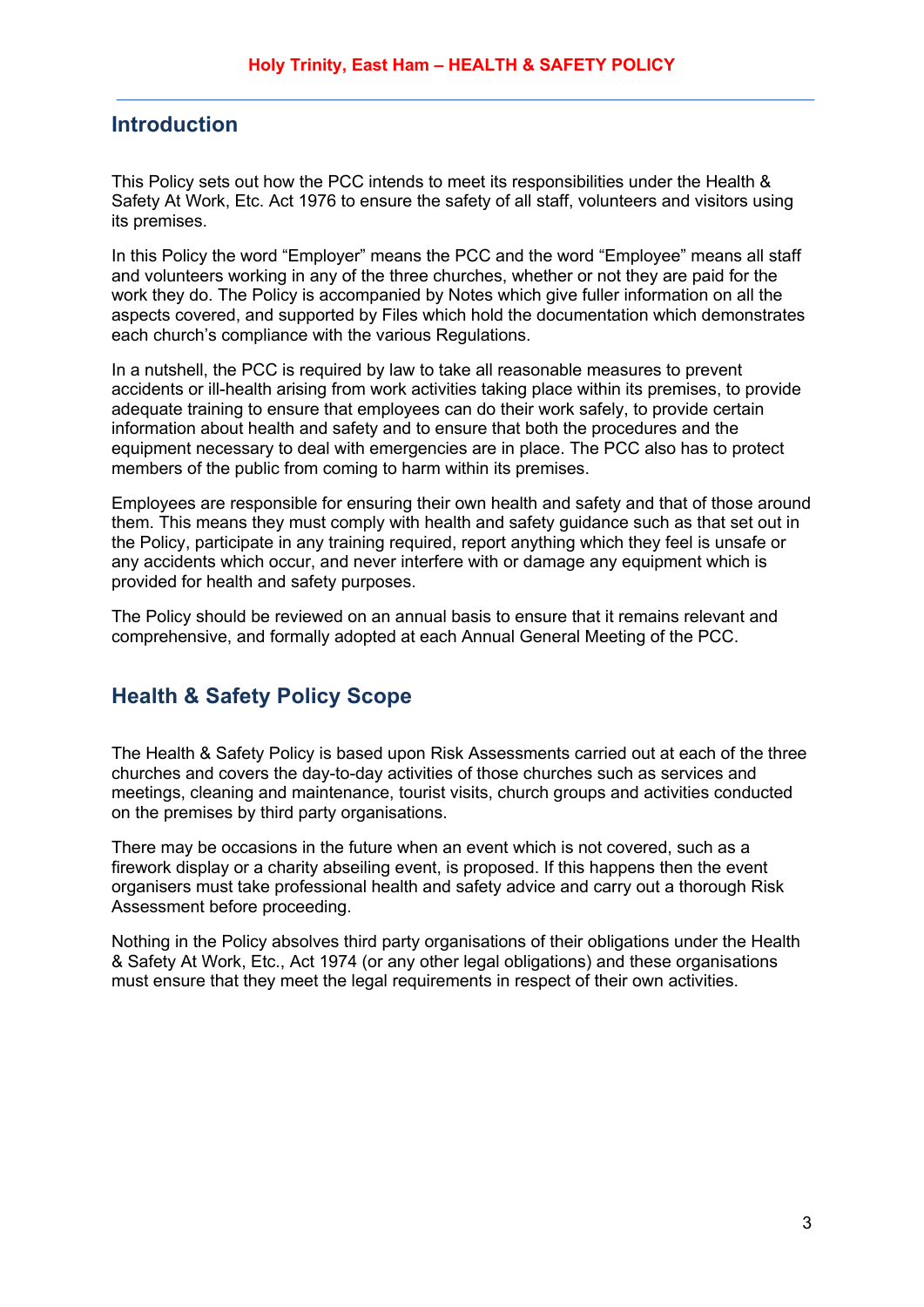## Introduction

This Policy sets out how the PCC intends to meet its responsibilities under the Health & Safety At Work, Etc. Act 1976 to ensure the safety of all staff, volunteers and visitors using its premises.

In this Policy the word "Employer" means the PCC and the word "Employee" means all staff and volunteers working in any of the three churches, whether or not they are paid for the work they do. The Policy is accompanied by Notes which give fuller information on all the aspects covered, and supported by Files which hold the documentation which demonstrates each church's compliance with the various Regulations.

In a nutshell, the PCC is required by law to take all reasonable measures to prevent accidents or ill-health arising from work activities taking place within its premises, to provide adequate training to ensure that employees can do their work safely, to provide certain information about health and safety and to ensure that both the procedures and the equipment necessary to deal with emergencies are in place. The PCC also has to protect members of the public from coming to harm within its premises.

Employees are responsible for ensuring their own health and safety and that of those around them. This means they must comply with health and safety guidance such as that set out in the Policy, participate in any training required, report anything which they feel is unsafe or any accidents which occur, and never interfere with or damage any equipment which is provided for health and safety purposes.

The Policy should be reviewed on an annual basis to ensure that it remains relevant and comprehensive, and formally adopted at each Annual General Meeting of the PCC.

## Health & Safety Policy Scope

The Health & Safety Policy is based upon Risk Assessments carried out at each of the three churches and covers the day-to-day activities of those churches such as services and meetings, cleaning and maintenance, tourist visits, church groups and activities conducted on the premises by third party organisations.

There may be occasions in the future when an event which is not covered, such as a firework display or a charity abseiling event, is proposed. If this happens then the event organisers must take professional health and safety advice and carry out a thorough Risk Assessment before proceeding.

Nothing in the Policy absolves third party organisations of their obligations under the Health & Safety At Work, Etc., Act 1974 (or any other legal obligations) and these organisations must ensure that they meet the legal requirements in respect of their own activities.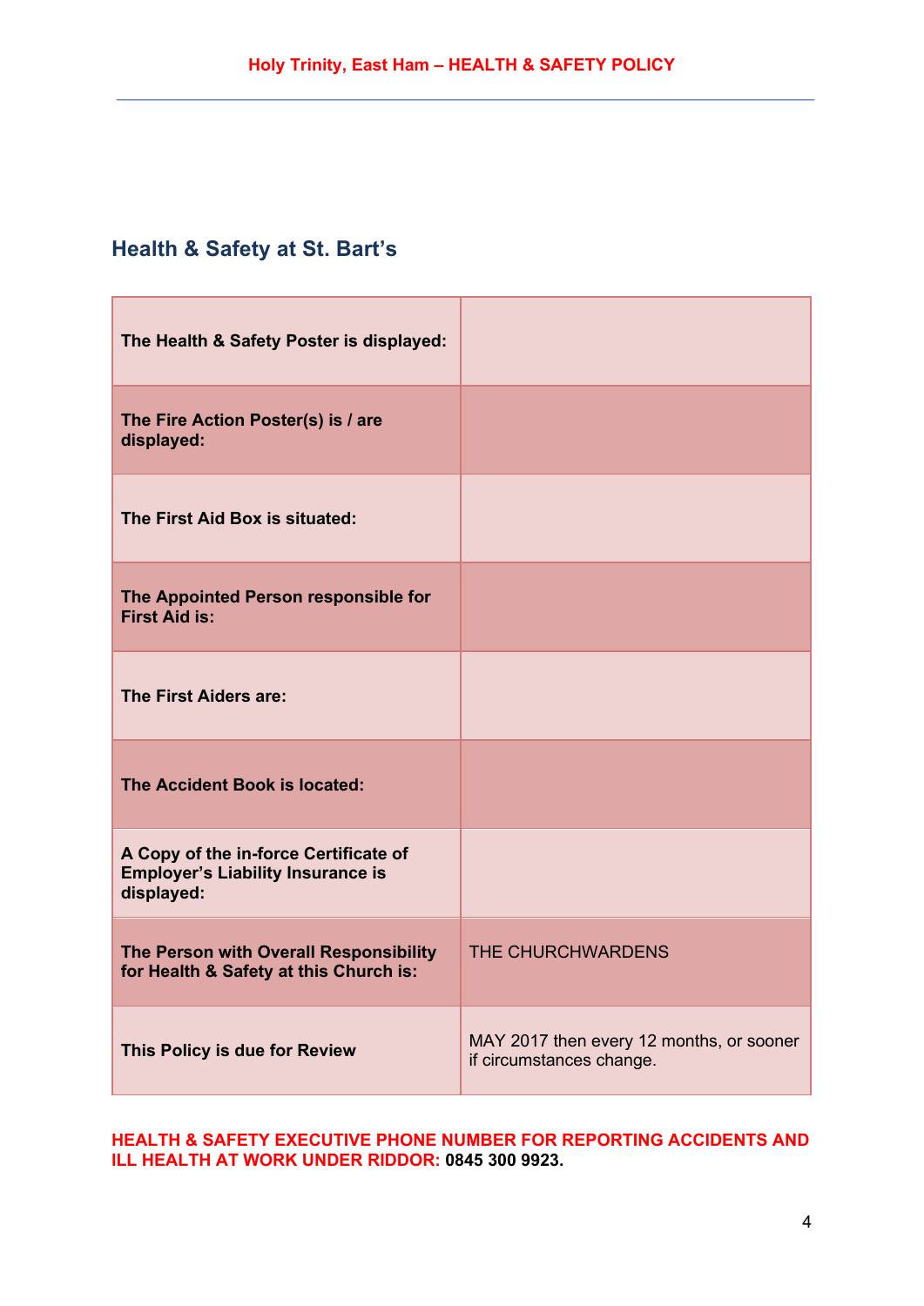## Health & Safety at St. Bart's

| | |
|---|---|
| **The Health & Safety Poster is displayed:** | |
| **The Fire Action Poster(s) is / are displayed:** | |
| **The First Aid Box is situated:** | |
| **The Appointed Person responsible for First Aid is:** | |
| **The First Aiders are:** | |
| **The Accident Book is located:** | |
| **A Copy of the in-force Certificate of Employer's Liability Insurance is displayed:** | |
| **The Person with Overall Responsibility for Health & Safety at this Church is:** | THE CHURCHWARDENS |
| **This Policy is due for Review** | MAY 2017 then every 12 months, or sooner if circumstances change. |

**HEALTH & SAFETY EXECUTIVE PHONE NUMBER FOR REPORTING ACCIDENTS AND ILL HEALTH AT WORK UNDER RIDDOR: 0845 300 9923.**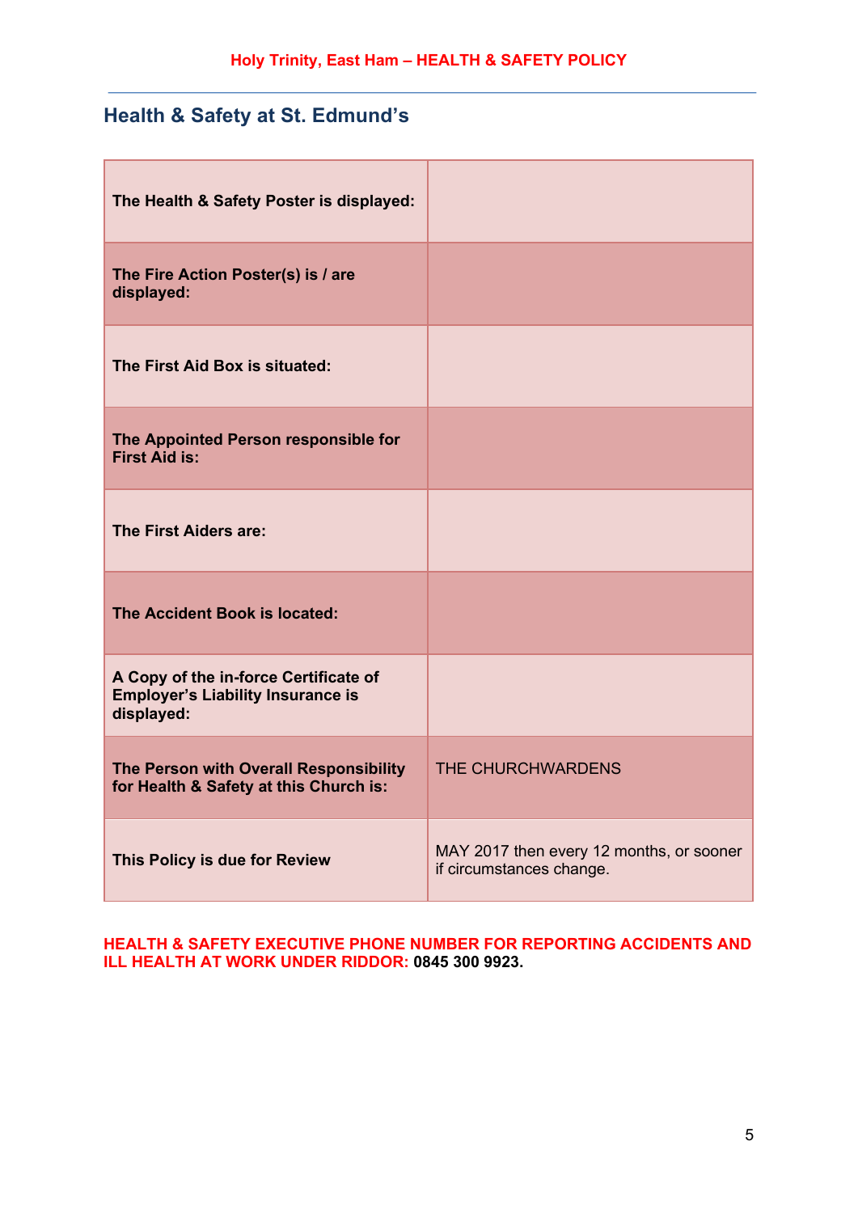## Health & Safety at St. Edmund's

| | |
|---|---|
| **The Health & Safety Poster is displayed:** | |
| **The Fire Action Poster(s) is / are displayed:** | |
| **The First Aid Box is situated:** | |
| **The Appointed Person responsible for First Aid is:** | |
| **The First Aiders are:** | |
| **The Accident Book is located:** | |
| **A Copy of the in-force Certificate of Employer's Liability Insurance is displayed:** | |
| **The Person with Overall Responsibility for Health & Safety at this Church is:** | THE CHURCHWARDENS |
| **This Policy is due for Review** | MAY 2017 then every 12 months, or sooner if circumstances change. |

**HEALTH & SAFETY EXECUTIVE PHONE NUMBER FOR REPORTING ACCIDENTS AND ILL HEALTH AT WORK UNDER RIDDOR: 0845 300 9923.**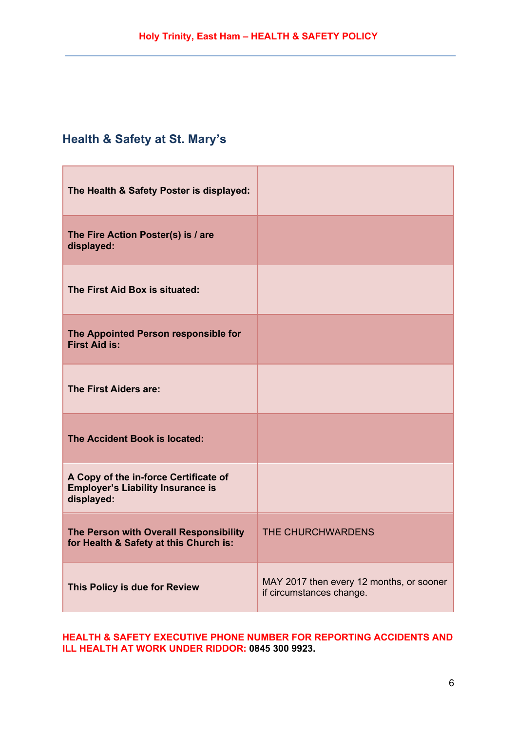## Health & Safety at St. Mary's

| | |
|---|---|
| **The Health & Safety Poster is displayed:** | |
| **The Fire Action Poster(s) is / are displayed:** | |
| **The First Aid Box is situated:** | |
| **The Appointed Person responsible for First Aid is:** | |
| **The First Aiders are:** | |
| **The Accident Book is located:** | |
| **A Copy of the in-force Certificate of Employer's Liability Insurance is displayed:** | |
| **The Person with Overall Responsibility for Health & Safety at this Church is:** | THE CHURCHWARDENS |
| **This Policy is due for Review** | MAY 2017 then every 12 months, or sooner if circumstances change. |

**HEALTH & SAFETY EXECUTIVE PHONE NUMBER FOR REPORTING ACCIDENTS AND ILL HEALTH AT WORK UNDER RIDDOR: 0845 300 9923.**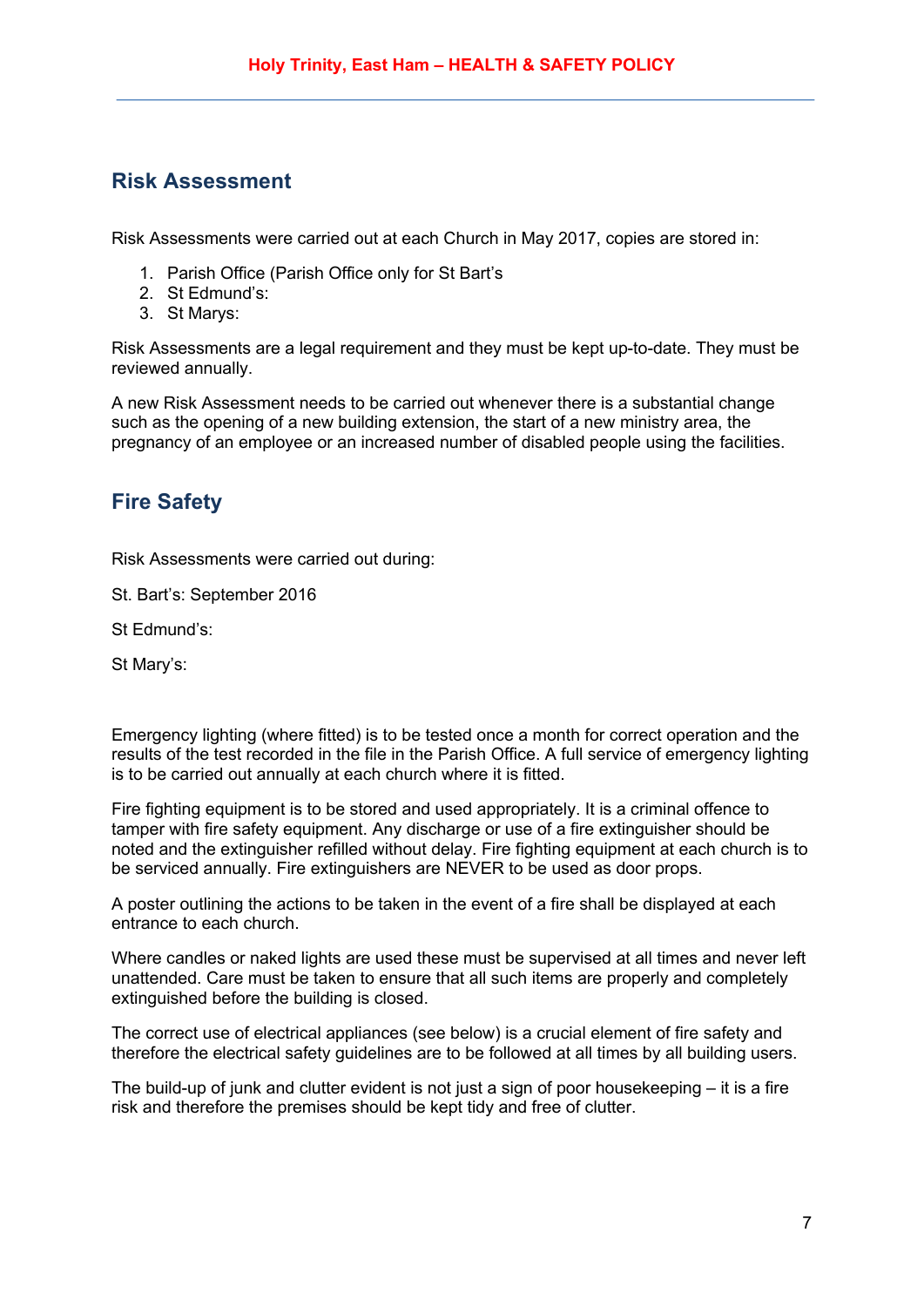## Risk Assessment

Risk Assessments were carried out at each Church in May 2017, copies are stored in:

1. Parish Office (Parish Office only for St Bart's
2. St Edmund's:
3. St Marys:

Risk Assessments are a legal requirement and they must be kept up-to-date. They must be reviewed annually.

A new Risk Assessment needs to be carried out whenever there is a substantial change such as the opening of a new building extension, the start of a new ministry area, the pregnancy of an employee or an increased number of disabled people using the facilities.

## Fire Safety

Risk Assessments were carried out during:

St. Bart's: September 2016

St Edmund's:

St Mary's:

Emergency lighting (where fitted) is to be tested once a month for correct operation and the results of the test recorded in the file in the Parish Office. A full service of emergency lighting is to be carried out annually at each church where it is fitted.

Fire fighting equipment is to be stored and used appropriately. It is a criminal offence to tamper with fire safety equipment. Any discharge or use of a fire extinguisher should be noted and the extinguisher refilled without delay. Fire fighting equipment at each church is to be serviced annually. Fire extinguishers are NEVER to be used as door props.

A poster outlining the actions to be taken in the event of a fire shall be displayed at each entrance to each church.

Where candles or naked lights are used these must be supervised at all times and never left unattended. Care must be taken to ensure that all such items are properly and completely extinguished before the building is closed.

The correct use of electrical appliances (see below) is a crucial element of fire safety and therefore the electrical safety guidelines are to be followed at all times by all building users.

The build-up of junk and clutter evident is not just a sign of poor housekeeping – it is a fire risk and therefore the premises should be kept tidy and free of clutter.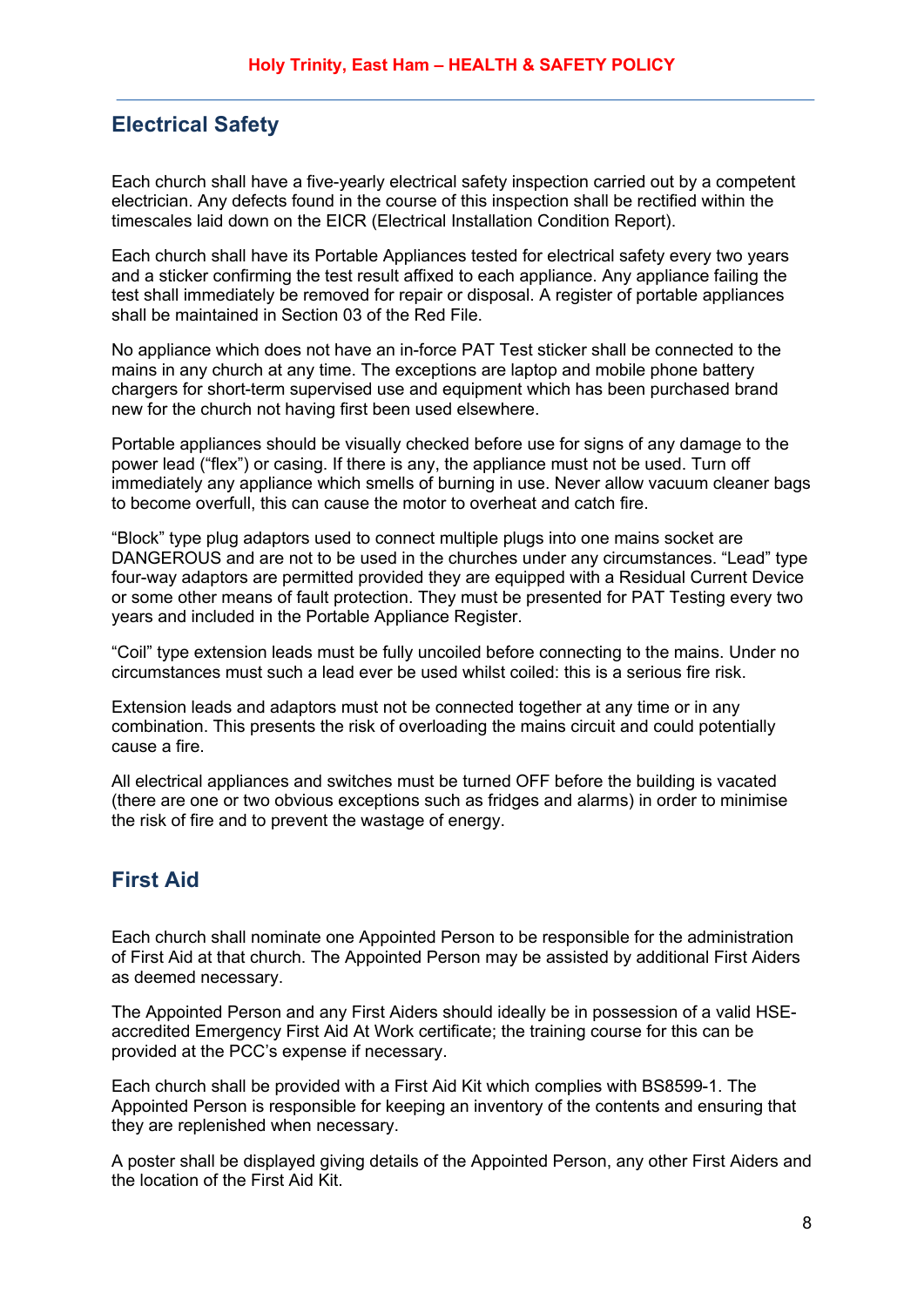## Electrical Safety

Each church shall have a five-yearly electrical safety inspection carried out by a competent electrician. Any defects found in the course of this inspection shall be rectified within the timescales laid down on the EICR (Electrical Installation Condition Report).

Each church shall have its Portable Appliances tested for electrical safety every two years and a sticker confirming the test result affixed to each appliance. Any appliance failing the test shall immediately be removed for repair or disposal. A register of portable appliances shall be maintained in Section 03 of the Red File.

No appliance which does not have an in-force PAT Test sticker shall be connected to the mains in any church at any time. The exceptions are laptop and mobile phone battery chargers for short-term supervised use and equipment which has been purchased brand new for the church not having first been used elsewhere.

Portable appliances should be visually checked before use for signs of any damage to the power lead ("flex") or casing. If there is any, the appliance must not be used. Turn off immediately any appliance which smells of burning in use. Never allow vacuum cleaner bags to become overfull, this can cause the motor to overheat and catch fire.

"Block" type plug adaptors used to connect multiple plugs into one mains socket are DANGEROUS and are not to be used in the churches under any circumstances. "Lead" type four-way adaptors are permitted provided they are equipped with a Residual Current Device or some other means of fault protection. They must be presented for PAT Testing every two years and included in the Portable Appliance Register.

"Coil" type extension leads must be fully uncoiled before connecting to the mains. Under no circumstances must such a lead ever be used whilst coiled: this is a serious fire risk.

Extension leads and adaptors must not be connected together at any time or in any combination. This presents the risk of overloading the mains circuit and could potentially cause a fire.

All electrical appliances and switches must be turned OFF before the building is vacated (there are one or two obvious exceptions such as fridges and alarms) in order to minimise the risk of fire and to prevent the wastage of energy.

## First Aid

Each church shall nominate one Appointed Person to be responsible for the administration of First Aid at that church. The Appointed Person may be assisted by additional First Aiders as deemed necessary.

The Appointed Person and any First Aiders should ideally be in possession of a valid HSE-accredited Emergency First Aid At Work certificate; the training course for this can be provided at the PCC's expense if necessary.

Each church shall be provided with a First Aid Kit which complies with BS8599-1. The Appointed Person is responsible for keeping an inventory of the contents and ensuring that they are replenished when necessary.

A poster shall be displayed giving details of the Appointed Person, any other First Aiders and the location of the First Aid Kit.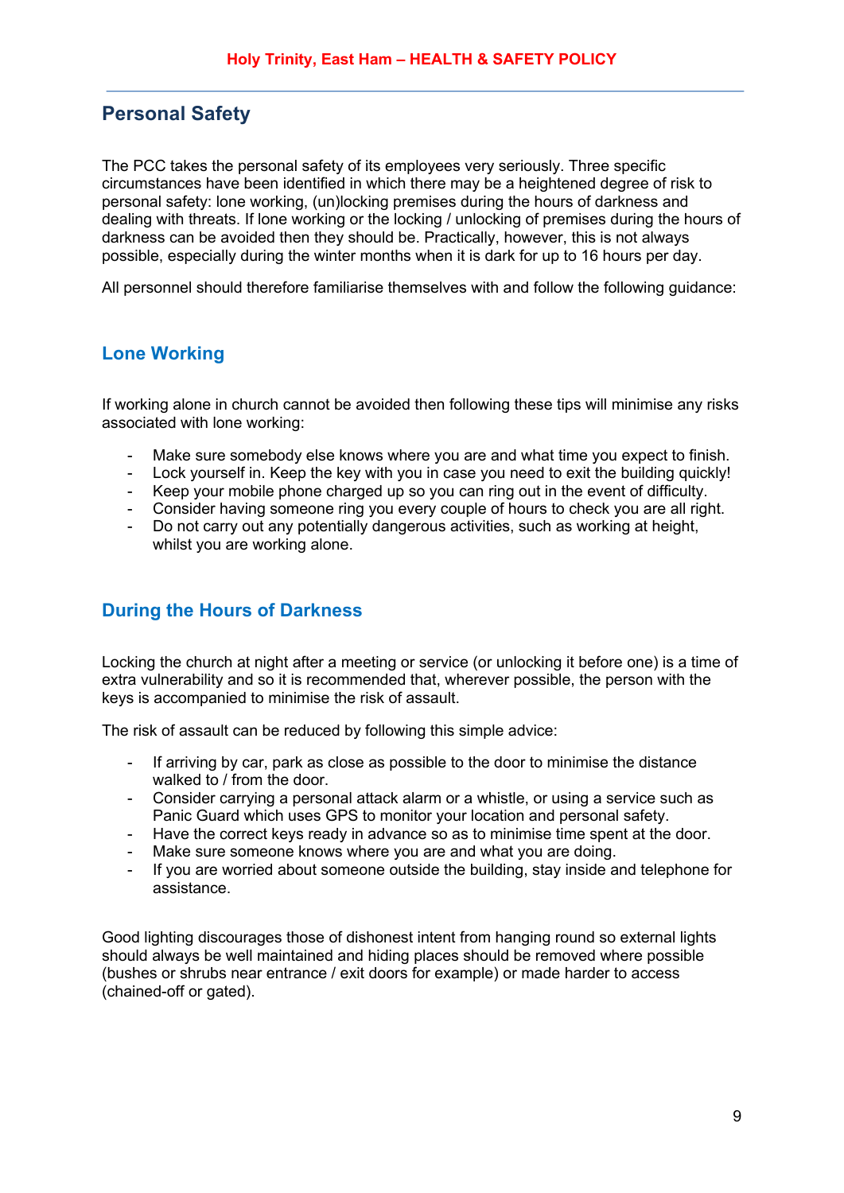## Personal Safety

The PCC takes the personal safety of its employees very seriously. Three specific circumstances have been identified in which there may be a heightened degree of risk to personal safety: lone working, (un)locking premises during the hours of darkness and dealing with threats. If lone working or the locking / unlocking of premises during the hours of darkness can be avoided then they should be. Practically, however, this is not always possible, especially during the winter months when it is dark for up to 16 hours per day.

All personnel should therefore familiarise themselves with and follow the following guidance:

### Lone Working

If working alone in church cannot be avoided then following these tips will minimise any risks associated with lone working:

- Make sure somebody else knows where you are and what time you expect to finish.
- Lock yourself in. Keep the key with you in case you need to exit the building quickly!
- Keep your mobile phone charged up so you can ring out in the event of difficulty.
- Consider having someone ring you every couple of hours to check you are all right.
- Do not carry out any potentially dangerous activities, such as working at height, whilst you are working alone.

### During the Hours of Darkness

Locking the church at night after a meeting or service (or unlocking it before one) is a time of extra vulnerability and so it is recommended that, wherever possible, the person with the keys is accompanied to minimise the risk of assault.

The risk of assault can be reduced by following this simple advice:

- If arriving by car, park as close as possible to the door to minimise the distance walked to / from the door.
- Consider carrying a personal attack alarm or a whistle, or using a service such as Panic Guard which uses GPS to monitor your location and personal safety.
- Have the correct keys ready in advance so as to minimise time spent at the door.
- Make sure someone knows where you are and what you are doing.
- If you are worried about someone outside the building, stay inside and telephone for assistance.

Good lighting discourages those of dishonest intent from hanging round so external lights should always be well maintained and hiding places should be removed where possible (bushes or shrubs near entrance / exit doors for example) or made harder to access (chained-off or gated).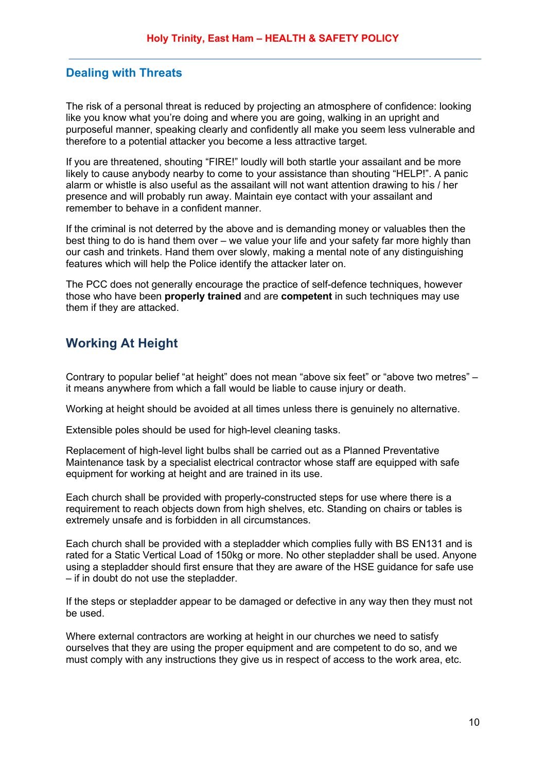## Dealing with Threats

The risk of a personal threat is reduced by projecting an atmosphere of confidence: looking like you know what you're doing and where you are going, walking in an upright and purposeful manner, speaking clearly and confidently all make you seem less vulnerable and therefore to a potential attacker you become a less attractive target.

If you are threatened, shouting "FIRE!" loudly will both startle your assailant and be more likely to cause anybody nearby to come to your assistance than shouting "HELP!". A panic alarm or whistle is also useful as the assailant will not want attention drawing to his / her presence and will probably run away. Maintain eye contact with your assailant and remember to behave in a confident manner.

If the criminal is not deterred by the above and is demanding money or valuables then the best thing to do is hand them over – we value your life and your safety far more highly than our cash and trinkets. Hand them over slowly, making a mental note of any distinguishing features which will help the Police identify the attacker later on.

The PCC does not generally encourage the practice of self-defence techniques, however those who have been **properly trained** and are **competent** in such techniques may use them if they are attacked.

## Working At Height

Contrary to popular belief "at height" does not mean "above six feet" or "above two metres" – it means anywhere from which a fall would be liable to cause injury or death.

Working at height should be avoided at all times unless there is genuinely no alternative.

Extensible poles should be used for high-level cleaning tasks.

Replacement of high-level light bulbs shall be carried out as a Planned Preventative Maintenance task by a specialist electrical contractor whose staff are equipped with safe equipment for working at height and are trained in its use.

Each church shall be provided with properly-constructed steps for use where there is a requirement to reach objects down from high shelves, etc. Standing on chairs or tables is extremely unsafe and is forbidden in all circumstances.

Each church shall be provided with a stepladder which complies fully with BS EN131 and is rated for a Static Vertical Load of 150kg or more. No other stepladder shall be used. Anyone using a stepladder should first ensure that they are aware of the HSE guidance for safe use – if in doubt do not use the stepladder.

If the steps or stepladder appear to be damaged or defective in any way then they must not be used.

Where external contractors are working at height in our churches we need to satisfy ourselves that they are using the proper equipment and are competent to do so, and we must comply with any instructions they give us in respect of access to the work area, etc.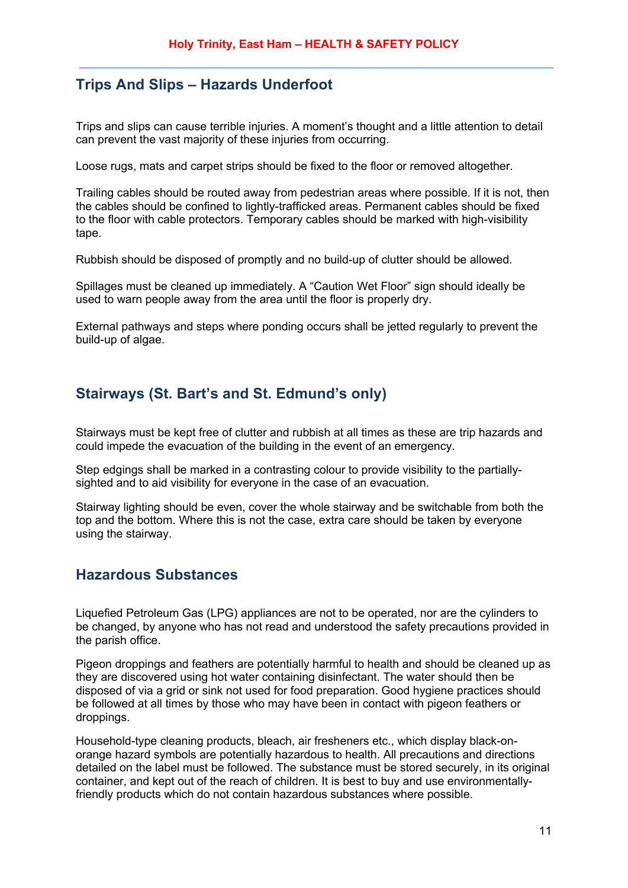## Trips And Slips – Hazards Underfoot

Trips and slips can cause terrible injuries. A moment's thought and a little attention to detail can prevent the vast majority of these injuries from occurring.

Loose rugs, mats and carpet strips should be fixed to the floor or removed altogether.

Trailing cables should be routed away from pedestrian areas where possible. If it is not, then the cables should be confined to lightly-trafficked areas. Permanent cables should be fixed to the floor with cable protectors. Temporary cables should be marked with high-visibility tape.

Rubbish should be disposed of promptly and no build-up of clutter should be allowed.

Spillages must be cleaned up immediately. A "Caution Wet Floor" sign should ideally be used to warn people away from the area until the floor is properly dry.

External pathways and steps where ponding occurs shall be jetted regularly to prevent the build-up of algae.

## Stairways (St. Bart's and St. Edmund's only)

Stairways must be kept free of clutter and rubbish at all times as these are trip hazards and could impede the evacuation of the building in the event of an emergency.

Step edgings shall be marked in a contrasting colour to provide visibility to the partially-sighted and to aid visibility for everyone in the case of an evacuation.

Stairway lighting should be even, cover the whole stairway and be switchable from both the top and the bottom. Where this is not the case, extra care should be taken by everyone using the stairway.

## Hazardous Substances

Liquefied Petroleum Gas (LPG) appliances are not to be operated, nor are the cylinders to be changed, by anyone who has not read and understood the safety precautions provided in the parish office.

Pigeon droppings and feathers are potentially harmful to health and should be cleaned up as they are discovered using hot water containing disinfectant. The water should then be disposed of via a grid or sink not used for food preparation. Good hygiene practices should be followed at all times by those who may have been in contact with pigeon feathers or droppings.

Household-type cleaning products, bleach, air fresheners etc., which display black-on-orange hazard symbols are potentially hazardous to health. All precautions and directions detailed on the label must be followed. The substance must be stored securely, in its original container, and kept out of the reach of children. It is best to buy and use environmentally-friendly products which do not contain hazardous substances where possible.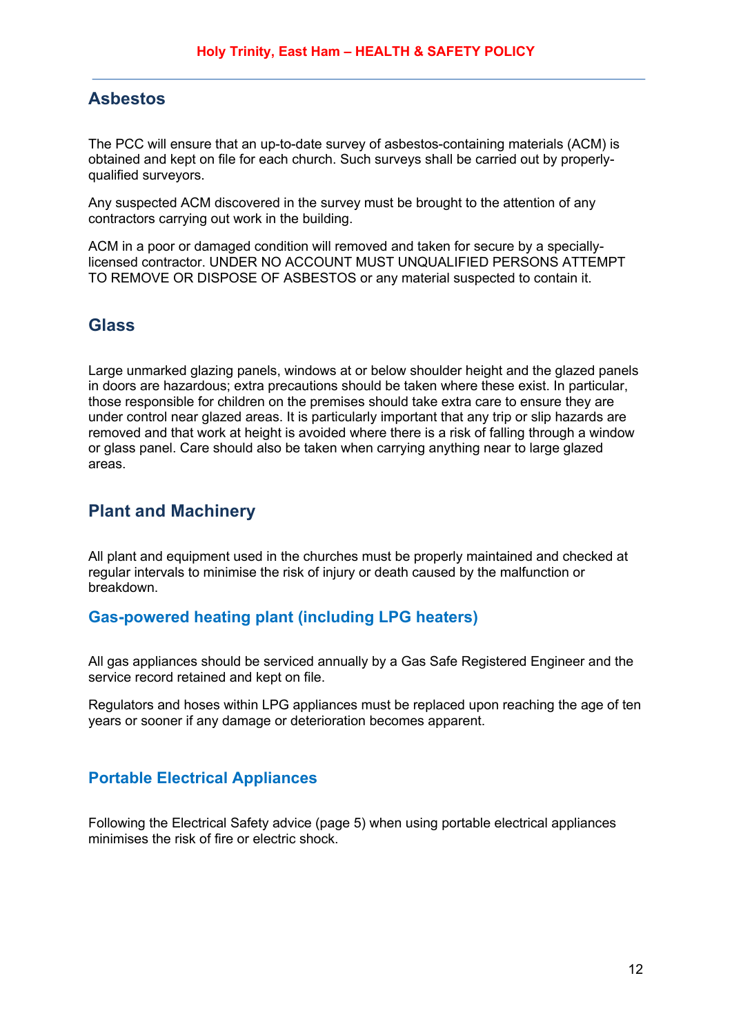## Asbestos

The PCC will ensure that an up-to-date survey of asbestos-containing materials (ACM) is obtained and kept on file for each church. Such surveys shall be carried out by properly-qualified surveyors.

Any suspected ACM discovered in the survey must be brought to the attention of any contractors carrying out work in the building.

ACM in a poor or damaged condition will removed and taken for secure by a specially-licensed contractor. UNDER NO ACCOUNT MUST UNQUALIFIED PERSONS ATTEMPT TO REMOVE OR DISPOSE OF ASBESTOS or any material suspected to contain it.

## Glass

Large unmarked glazing panels, windows at or below shoulder height and the glazed panels in doors are hazardous; extra precautions should be taken where these exist. In particular, those responsible for children on the premises should take extra care to ensure they are under control near glazed areas. It is particularly important that any trip or slip hazards are removed and that work at height is avoided where there is a risk of falling through a window or glass panel. Care should also be taken when carrying anything near to large glazed areas.

## Plant and Machinery

All plant and equipment used in the churches must be properly maintained and checked at regular intervals to minimise the risk of injury or death caused by the malfunction or breakdown.

### Gas-powered heating plant (including LPG heaters)

All gas appliances should be serviced annually by a Gas Safe Registered Engineer and the service record retained and kept on file.

Regulators and hoses within LPG appliances must be replaced upon reaching the age of ten years or sooner if any damage or deterioration becomes apparent.

### Portable Electrical Appliances

Following the Electrical Safety advice (page 5) when using portable electrical appliances minimises the risk of fire or electric shock.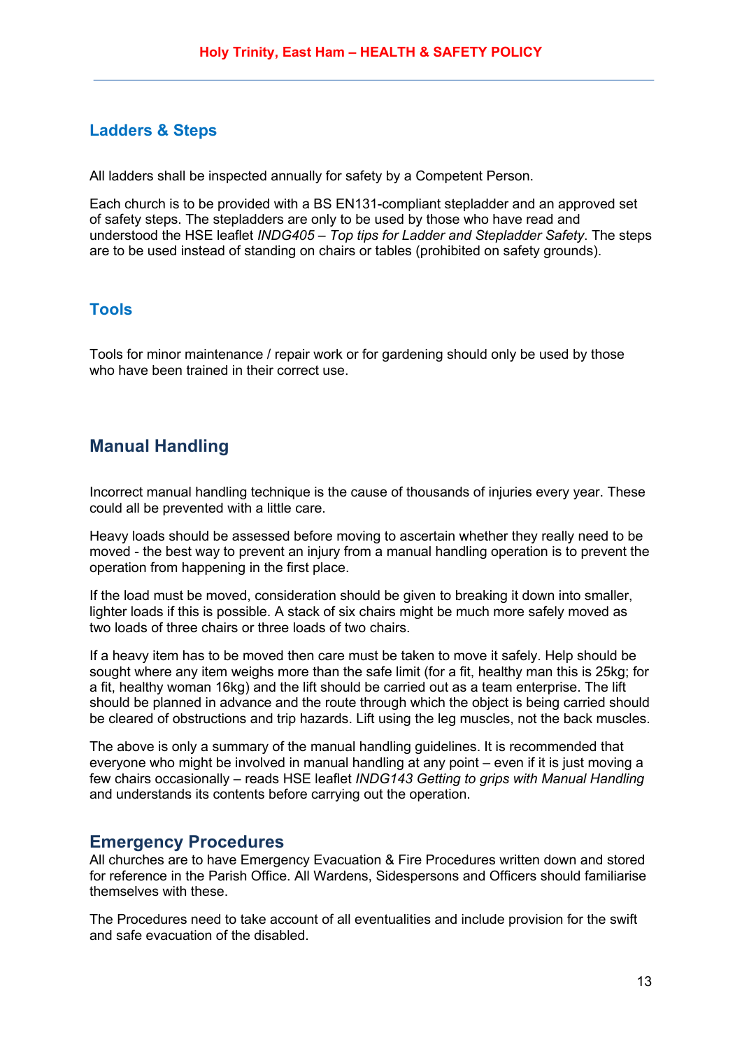## Ladders & Steps

All ladders shall be inspected annually for safety by a Competent Person.

Each church is to be provided with a BS EN131-compliant stepladder and an approved set of safety steps. The stepladders are only to be used by those who have read and understood the HSE leaflet *INDG405 – Top tips for Ladder and Stepladder Safety*. The steps are to be used instead of standing on chairs or tables (prohibited on safety grounds).

## Tools

Tools for minor maintenance / repair work or for gardening should only be used by those who have been trained in their correct use.

## Manual Handling

Incorrect manual handling technique is the cause of thousands of injuries every year. These could all be prevented with a little care.

Heavy loads should be assessed before moving to ascertain whether they really need to be moved - the best way to prevent an injury from a manual handling operation is to prevent the operation from happening in the first place.

If the load must be moved, consideration should be given to breaking it down into smaller, lighter loads if this is possible. A stack of six chairs might be much more safely moved as two loads of three chairs or three loads of two chairs.

If a heavy item has to be moved then care must be taken to move it safely. Help should be sought where any item weighs more than the safe limit (for a fit, healthy man this is 25kg; for a fit, healthy woman 16kg) and the lift should be carried out as a team enterprise. The lift should be planned in advance and the route through which the object is being carried should be cleared of obstructions and trip hazards. Lift using the leg muscles, not the back muscles.

The above is only a summary of the manual handling guidelines. It is recommended that everyone who might be involved in manual handling at any point – even if it is just moving a few chairs occasionally – reads HSE leaflet *INDG143 Getting to grips with Manual Handling* and understands its contents before carrying out the operation.

## Emergency Procedures

All churches are to have Emergency Evacuation & Fire Procedures written down and stored for reference in the Parish Office. All Wardens, Sidespersons and Officers should familiarise themselves with these.

The Procedures need to take account of all eventualities and include provision for the swift and safe evacuation of the disabled.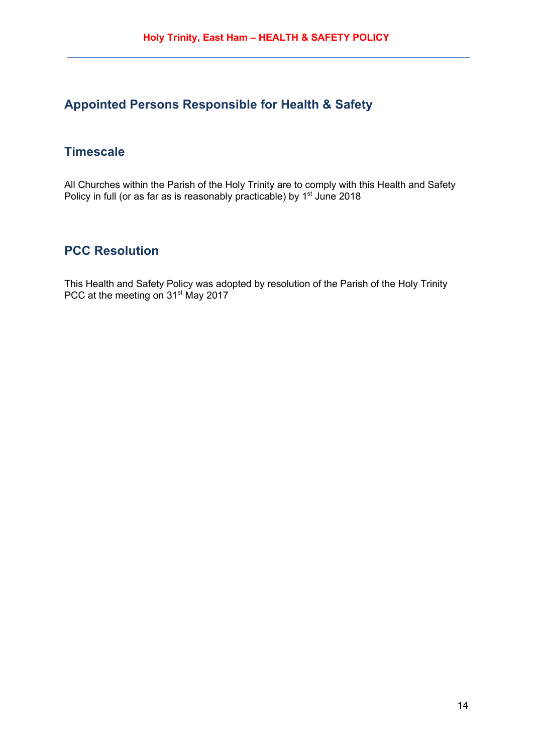## Appointed Persons Responsible for Health & Safety

## Timescale

All Churches within the Parish of the Holy Trinity are to comply with this Health and Safety Policy in full (or as far as is reasonably practicable) by 1st June 2018

## PCC Resolution

This Health and Safety Policy was adopted by resolution of the Parish of the Holy Trinity PCC at the meeting on 31st May 2017